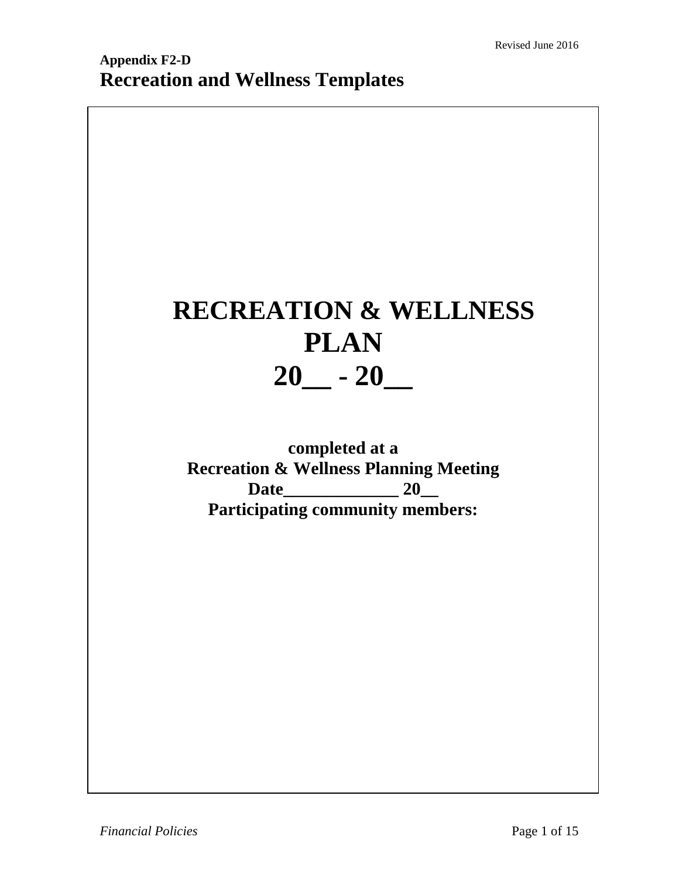**Appendix F2-D**

# Recreation and Wellness Templates

# RECREATION & WELLNESS PLAN
# 20__ - 20__

**completed at a**
**Recreation & Wellness Planning Meeting**
**Date_____________ 20__**
**Participating community members:**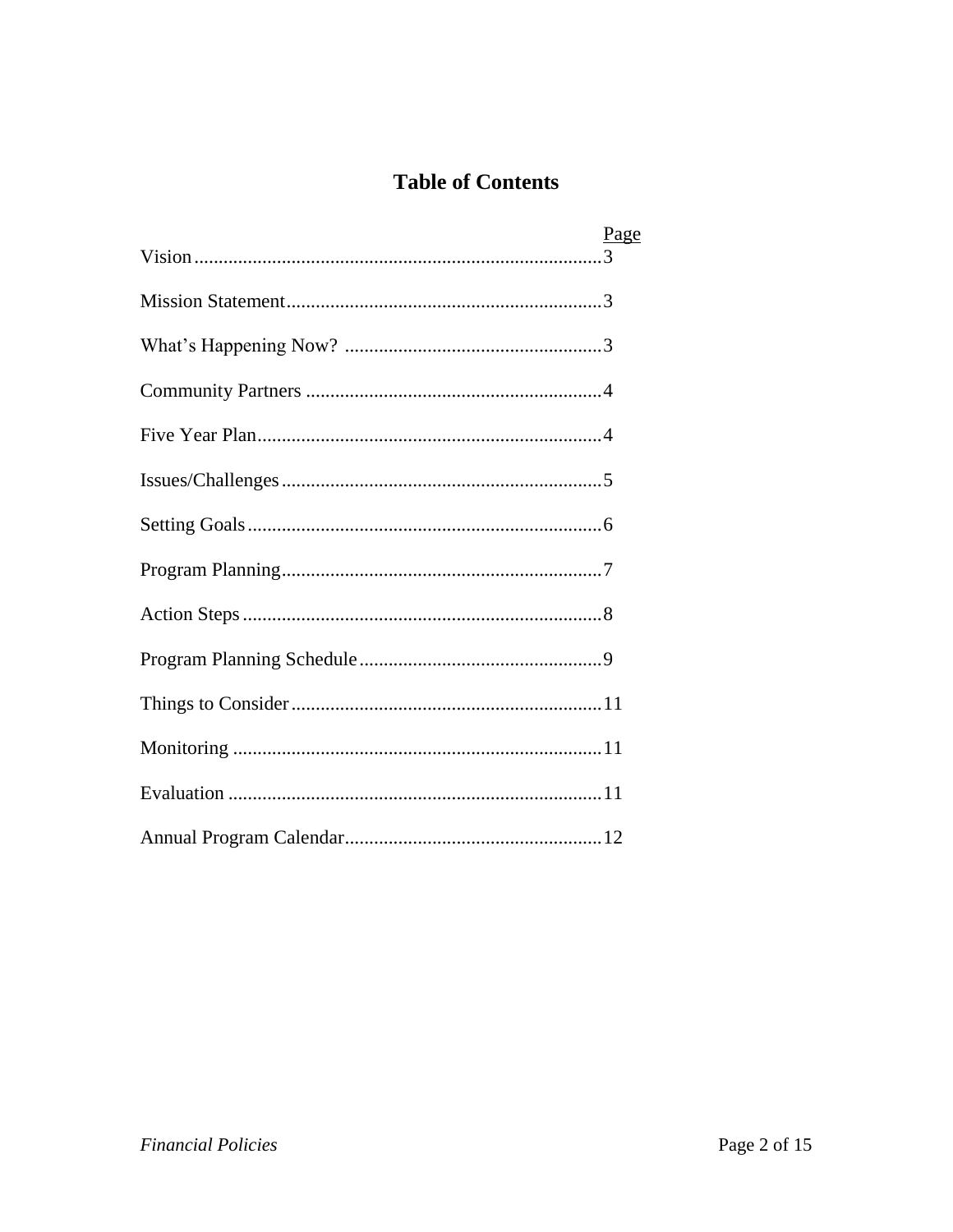# Table of Contents

| | Page |
|---|---|
| Vision | 3 |
| Mission Statement | 3 |
| What's Happening Now? | 3 |
| Community Partners | 4 |
| Five Year Plan | 4 |
| Issues/Challenges | 5 |
| Setting Goals | 6 |
| Program Planning | 7 |
| Action Steps | 8 |
| Program Planning Schedule | 9 |
| Things to Consider | 11 |
| Monitoring | 11 |
| Evaluation | 11 |
| Annual Program Calendar | 12 |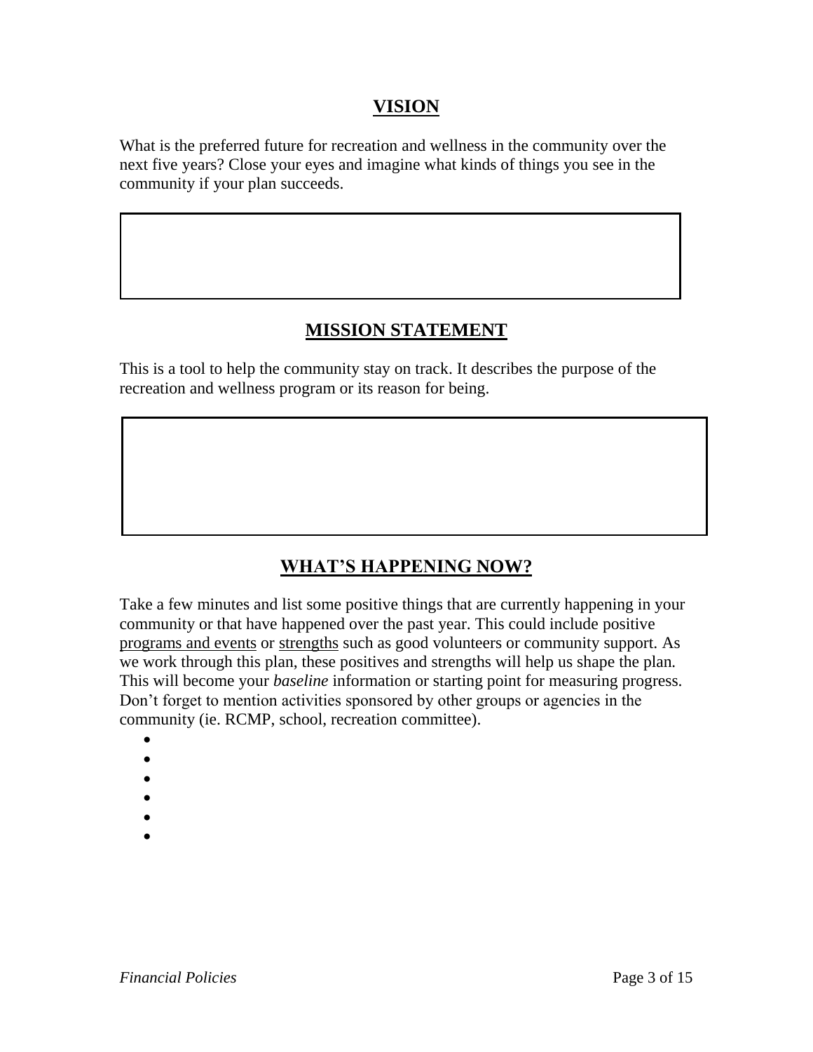## VISION

What is the preferred future for recreation and wellness in the community over the next five years? Close your eyes and imagine what kinds of things you see in the community if your plan succeeds.

| |
|---|
| |

## MISSION STATEMENT

This is a tool to help the community stay on track. It describes the purpose of the recreation and wellness program or its reason for being.

| |
|---|
| |

## WHAT'S HAPPENING NOW?

Take a few minutes and list some positive things that are currently happening in your community or that have happened over the past year. This could include positive <u>programs and events</u> or <u>strengths</u> such as good volunteers or community support. As we work through this plan, these positives and strengths will help us shape the plan. This will become your *baseline* information or starting point for measuring progress. Don't forget to mention activities sponsored by other groups or agencies in the community (ie. RCMP, school, recreation committee).

- 
- 
- 
- 
- 
-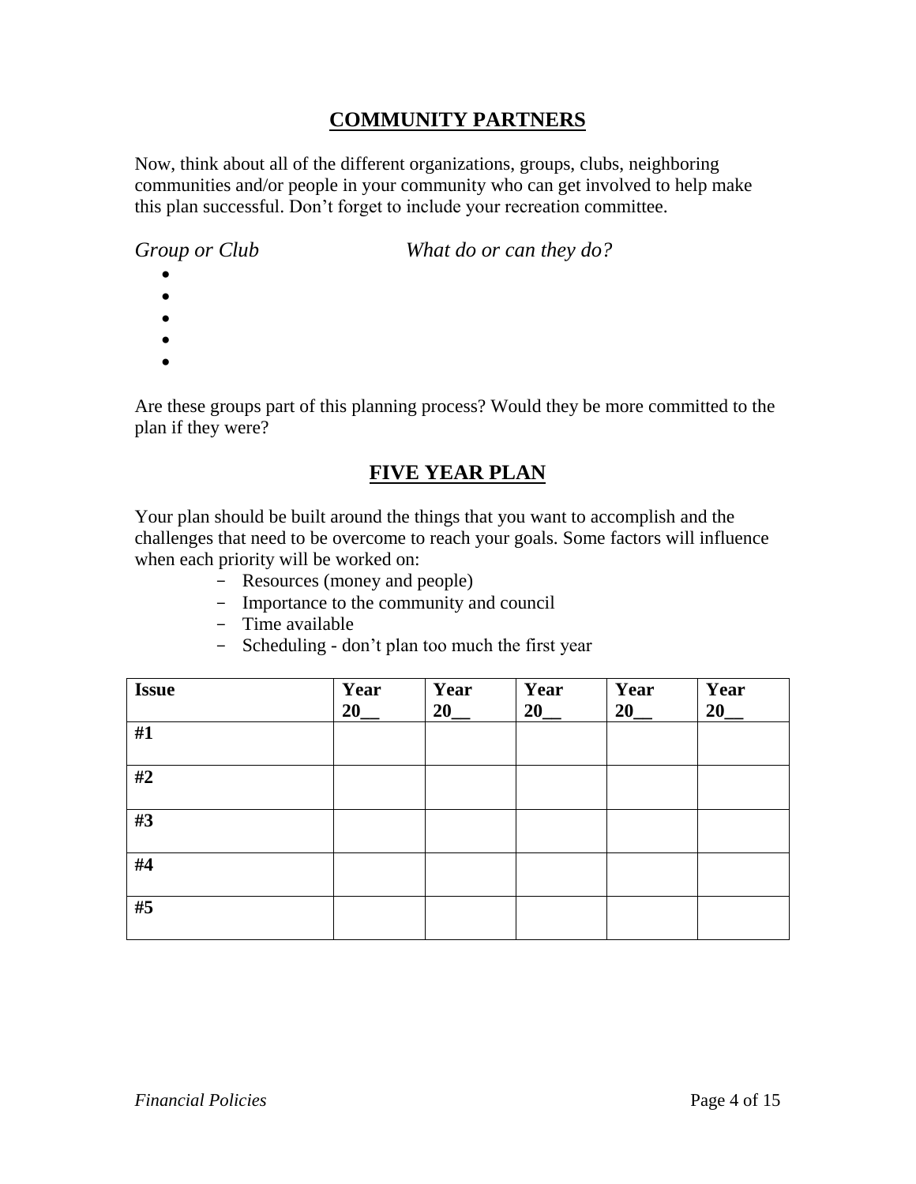## COMMUNITY PARTNERS

Now, think about all of the different organizations, groups, clubs, neighboring communities and/or people in your community who can get involved to help make this plan successful. Don't forget to include your recreation committee.

*Group or Club* &nbsp;&nbsp;&nbsp;&nbsp;&nbsp;&nbsp;&nbsp;&nbsp;&nbsp;&nbsp; *What do or can they do?*

- 
- 
- 
- 
- 

Are these groups part of this planning process? Would they be more committed to the plan if they were?

## FIVE YEAR PLAN

Your plan should be built around the things that you want to accomplish and the challenges that need to be overcome to reach your goals. Some factors will influence when each priority will be worked on:

- Resources (money and people)
- Importance to the community and council
- Time available
- Scheduling - don't plan too much the first year

| **Issue** | **Year 20__** | **Year 20__** | **Year 20__** | **Year 20__** | **Year 20__** |
|---|---|---|---|---|---|
| **#1** | | | | | |
| **#2** | | | | | |
| **#3** | | | | | |
| **#4** | | | | | |
| **#5** | | | | | |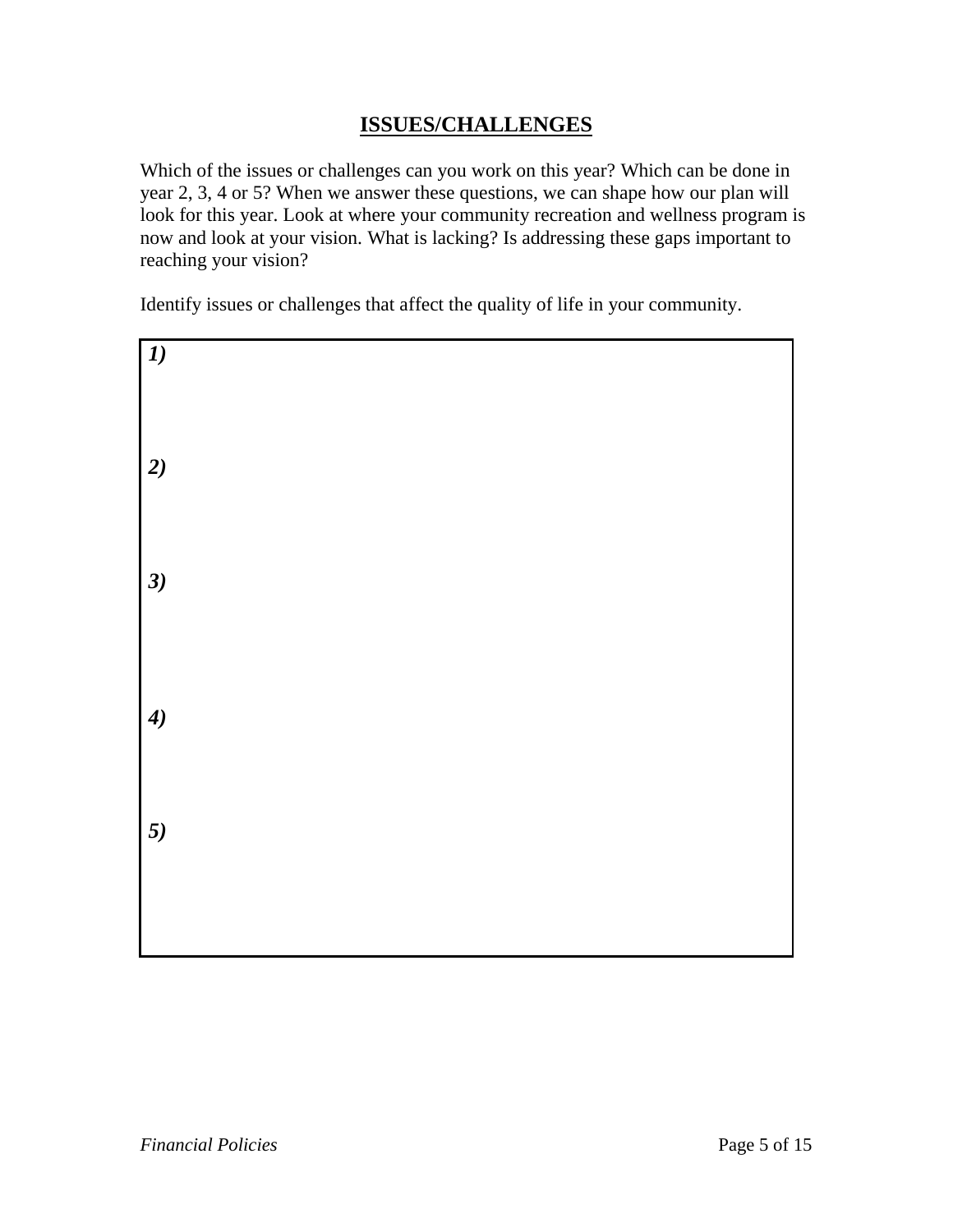## ISSUES/CHALLENGES

Which of the issues or challenges can you work on this year? Which can be done in year 2, 3, 4 or 5? When we answer these questions, we can shape how our plan will look for this year. Look at where your community recreation and wellness program is now and look at your vision. What is lacking? Is addressing these gaps important to reaching your vision?

Identify issues or challenges that affect the quality of life in your community.

***1)***

***2)***

***3)***

***4)***

***5)***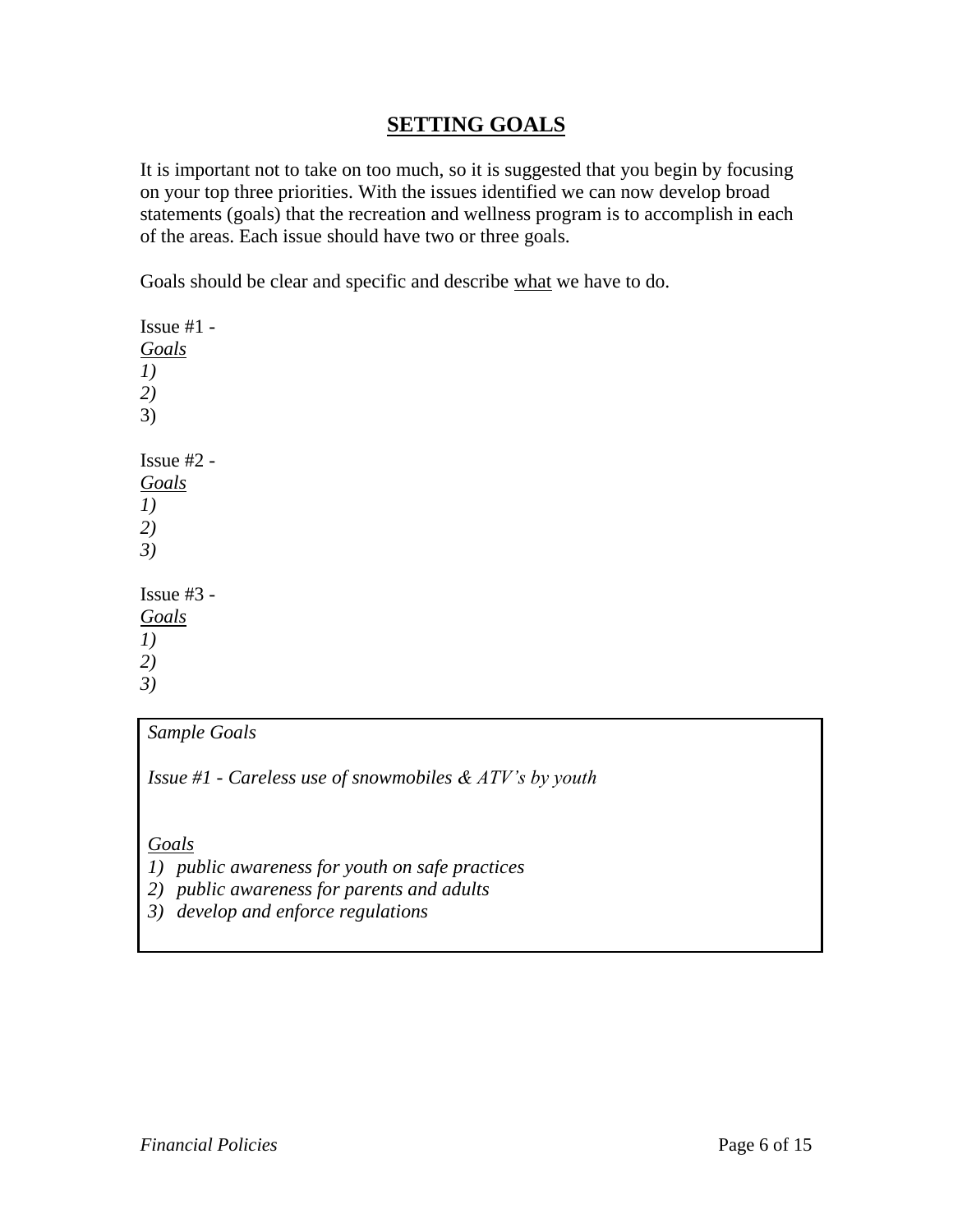# SETTING GOALS

It is important not to take on too much, so it is suggested that you begin by focusing on your top three priorities. With the issues identified we can now develop broad statements (goals) that the recreation and wellness program is to accomplish in each of the areas. Each issue should have two or three goals.

Goals should be clear and specific and describe <u>what</u> we have to do.

Issue #1 -
*<u>Goals</u>*
*1)*
*2)*
3)

Issue #2 -
*<u>Goals</u>*
*1)*
*2)*
*3)*

Issue #3 -
*<u>Goals</u>*
*1)*
*2)*
*3)*

*Sample Goals*

*Issue #1 - Careless use of snowmobiles & ATV's by youth*

*<u>Goals</u>*
1) *public awareness for youth on safe practices*
2) *public awareness for parents and adults*
3) *develop and enforce regulations*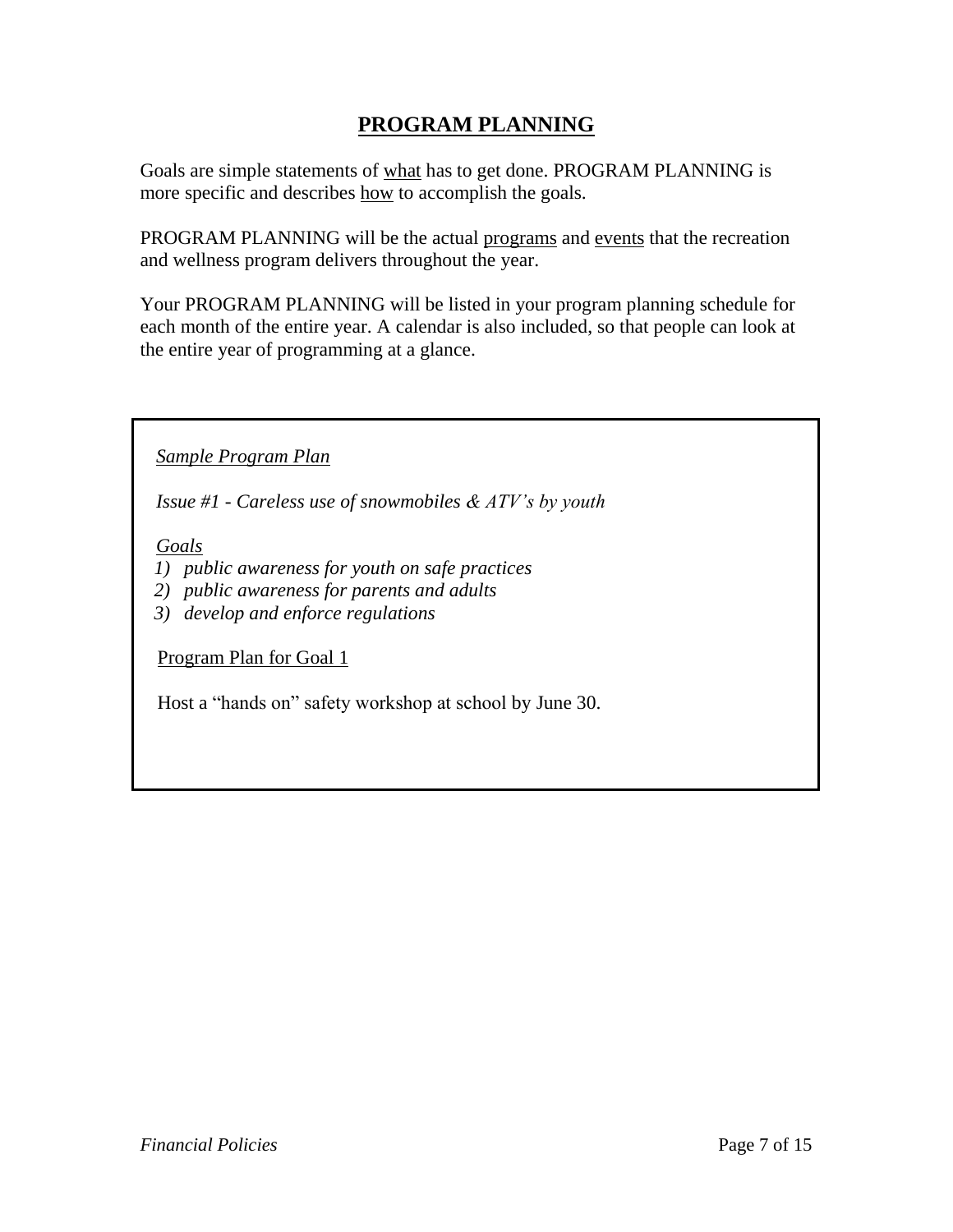# PROGRAM PLANNING

Goals are simple statements of what has to get done. PROGRAM PLANNING is more specific and describes how to accomplish the goals.

PROGRAM PLANNING will be the actual programs and events that the recreation and wellness program delivers throughout the year.

Your PROGRAM PLANNING will be listed in your program planning schedule for each month of the entire year. A calendar is also included, so that people can look at the entire year of programming at a glance.

> *Sample Program Plan*
>
> *Issue #1 - Careless use of snowmobiles & ATV's by youth*
>
> *Goals*
>
> 1) *public awareness for youth on safe practices*
> 2) *public awareness for parents and adults*
> 3) *develop and enforce regulations*
>
> Program Plan for Goal 1
>
> Host a "hands on" safety workshop at school by June 30.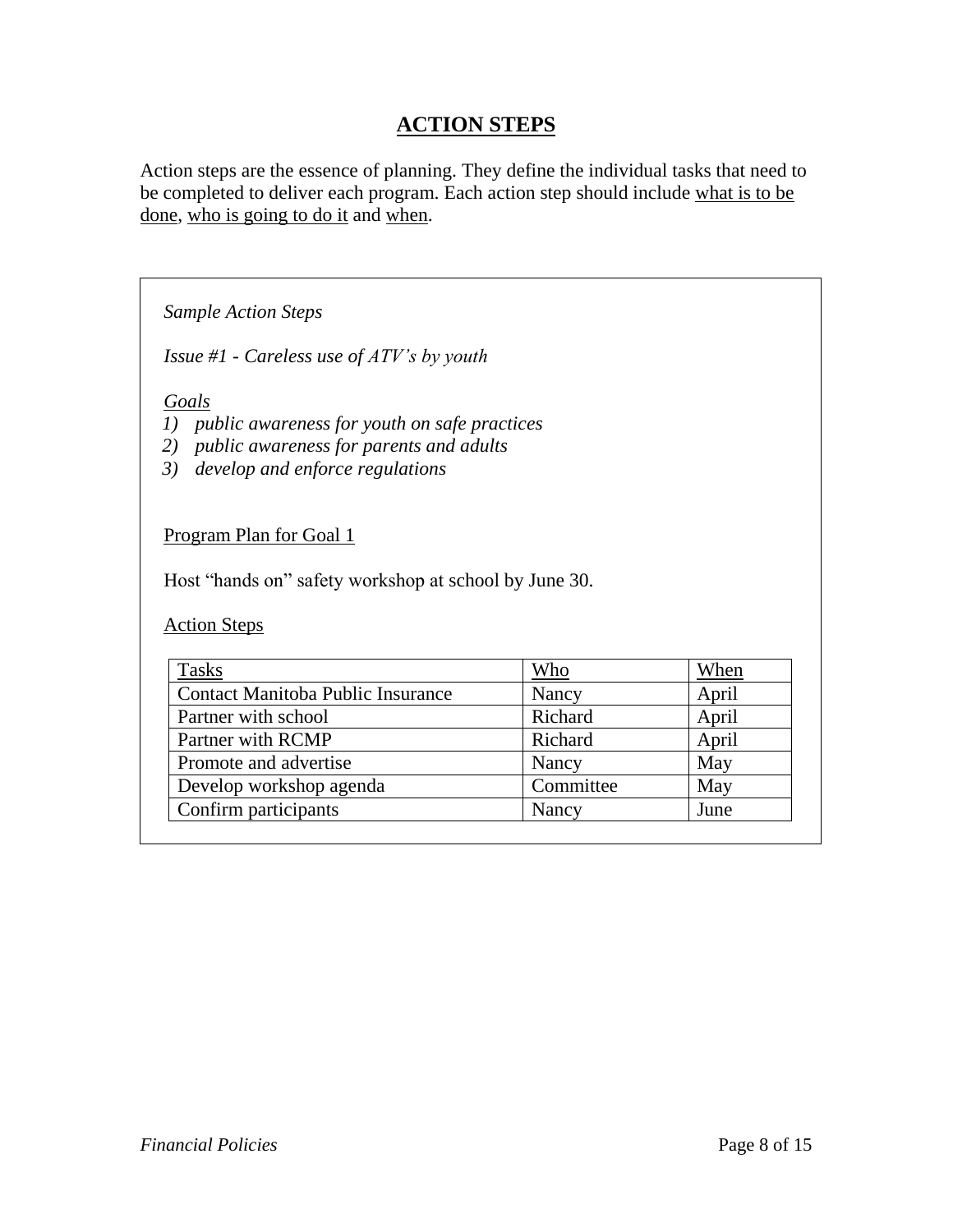## ACTION STEPS

Action steps are the essence of planning. They define the individual tasks that need to be completed to deliver each program. Each action step should include what is to be done, who is going to do it and when.

*Sample Action Steps*

*Issue #1 - Careless use of ATV's by youth*

*Goals*

1) *public awareness for youth on safe practices*
2) *public awareness for parents and adults*
3) *develop and enforce regulations*

Program Plan for Goal 1

Host "hands on" safety workshop at school by June 30.

Action Steps

| Tasks | Who | When |
| --- | --- | --- |
| Contact Manitoba Public Insurance | Nancy | April |
| Partner with school | Richard | April |
| Partner with RCMP | Richard | April |
| Promote and advertise | Nancy | May |
| Develop workshop agenda | Committee | May |
| Confirm participants | Nancy | June |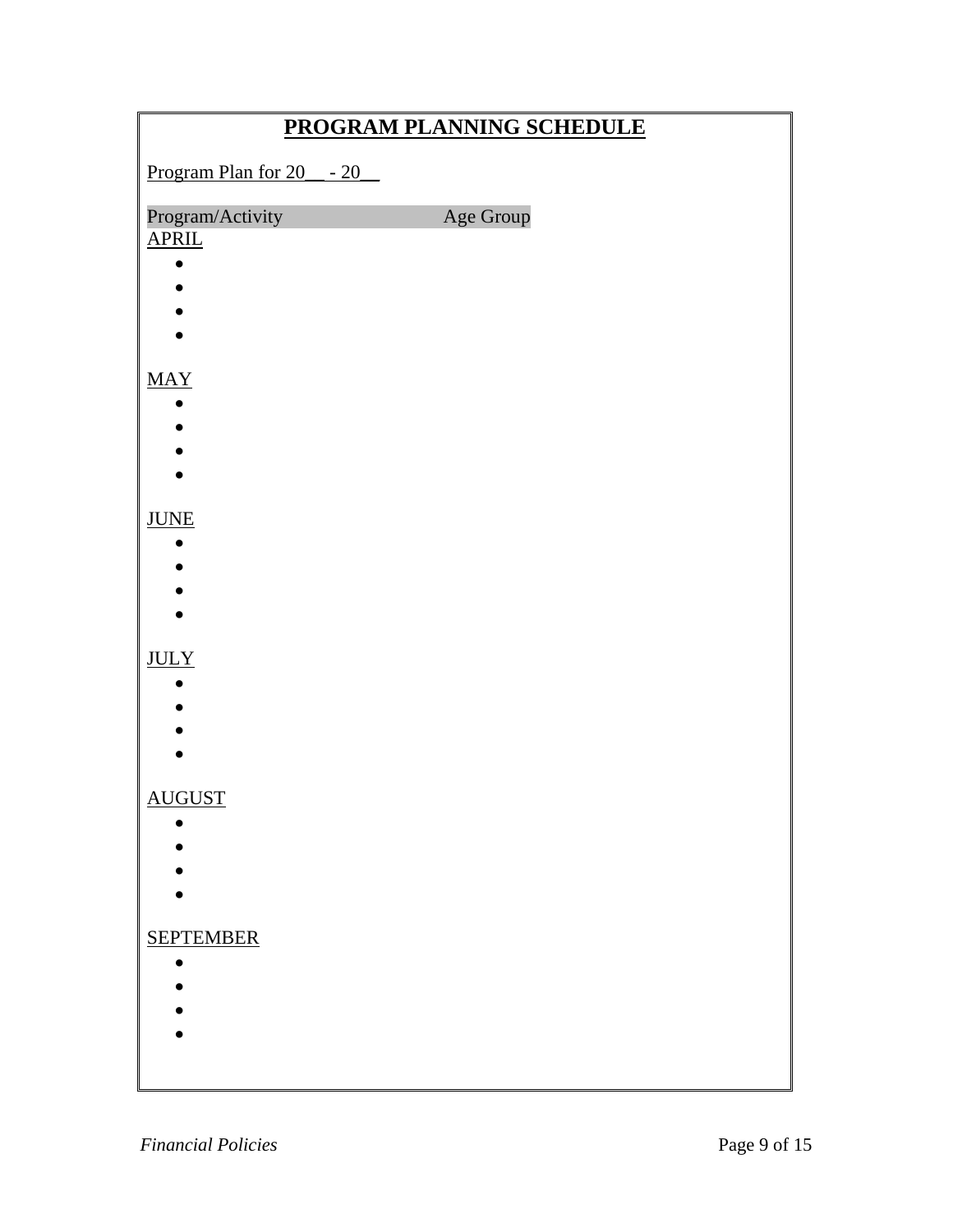# PROGRAM PLANNING SCHEDULE

Program Plan for 20__ - 20__

Program/Activity Age Group

APRIL

- 
- 
- 
- 

MAY

- 
- 
- 
- 

JUNE

- 
- 
- 
- 

JULY

- 
- 
- 
- 

AUGUST

- 
- 
- 
- 

SEPTEMBER

- 
- 
- 
-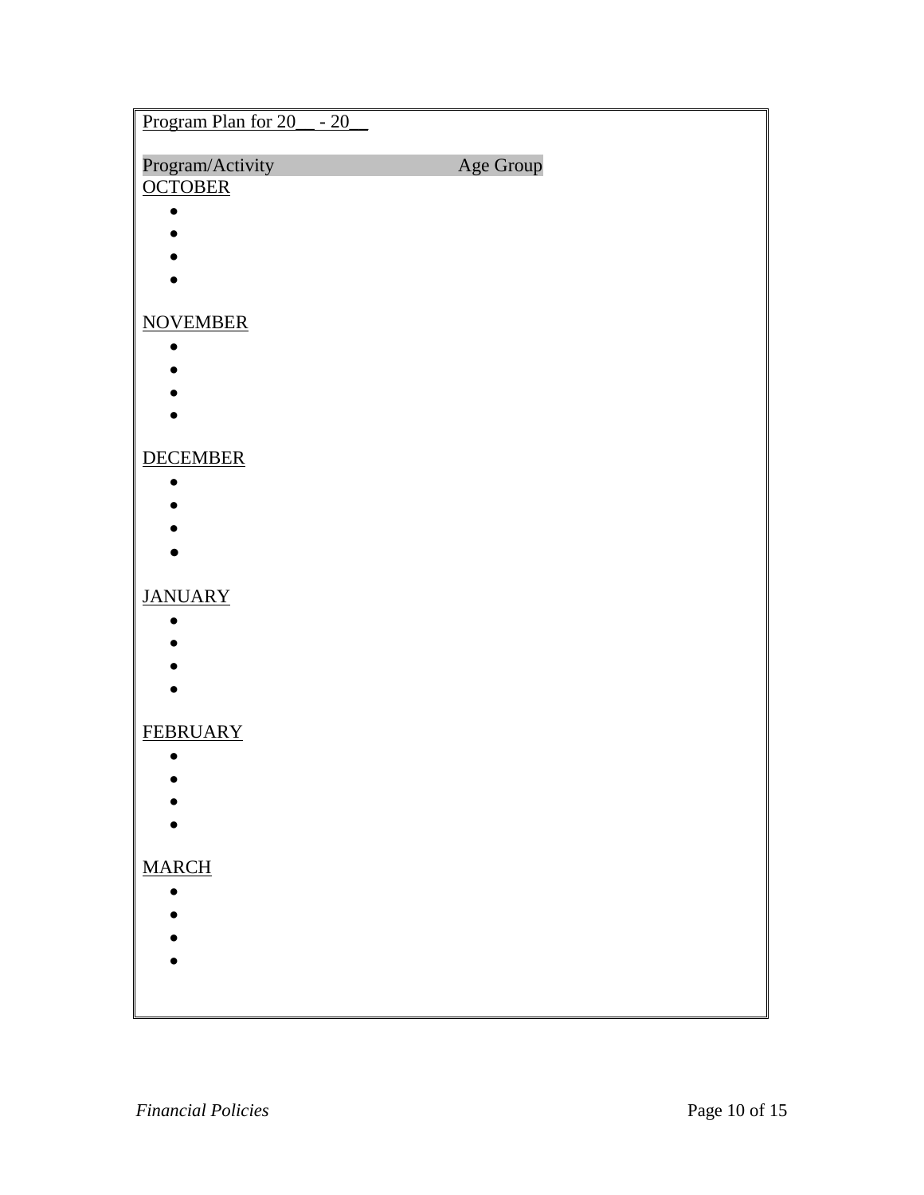Program Plan for 20__ - 20__

Program/Activity Age Group

OCTOBER

- 
- 
- 
- 

NOVEMBER

- 
- 
- 
- 

DECEMBER

- 
- 
- 
- 

JANUARY

- 
- 
- 
- 

FEBRUARY

- 
- 
- 
- 

MARCH

- 
- 
- 
-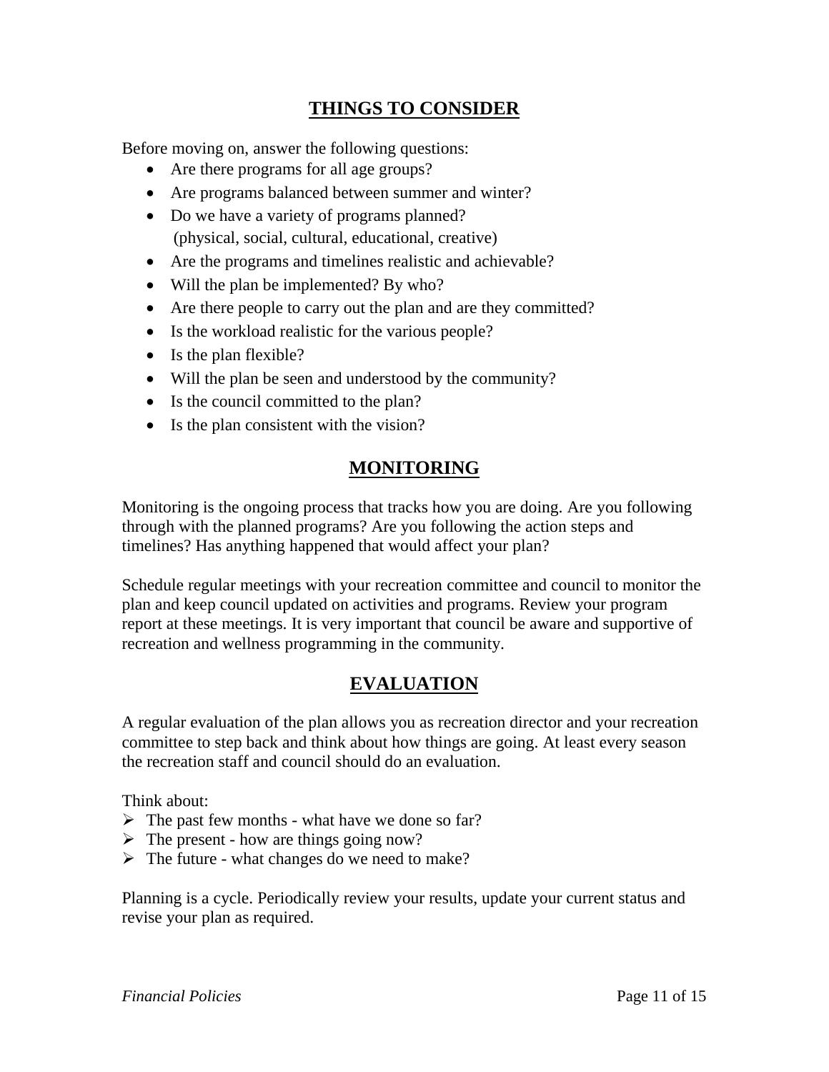## THINGS TO CONSIDER

Before moving on, answer the following questions:

- Are there programs for all age groups?
- Are programs balanced between summer and winter?
- Do we have a variety of programs planned?
  (physical, social, cultural, educational, creative)
- Are the programs and timelines realistic and achievable?
- Will the plan be implemented? By who?
- Are there people to carry out the plan and are they committed?
- Is the workload realistic for the various people?
- Is the plan flexible?
- Will the plan be seen and understood by the community?
- Is the council committed to the plan?
- Is the plan consistent with the vision?

## MONITORING

Monitoring is the ongoing process that tracks how you are doing. Are you following through with the planned programs? Are you following the action steps and timelines? Has anything happened that would affect your plan?

Schedule regular meetings with your recreation committee and council to monitor the plan and keep council updated on activities and programs. Review your program report at these meetings. It is very important that council be aware and supportive of recreation and wellness programming in the community.

## EVALUATION

A regular evaluation of the plan allows you as recreation director and your recreation committee to step back and think about how things are going. At least every season the recreation staff and council should do an evaluation.

Think about:

- The past few months - what have we done so far?
- The present - how are things going now?
- The future - what changes do we need to make?

Planning is a cycle. Periodically review your results, update your current status and revise your plan as required.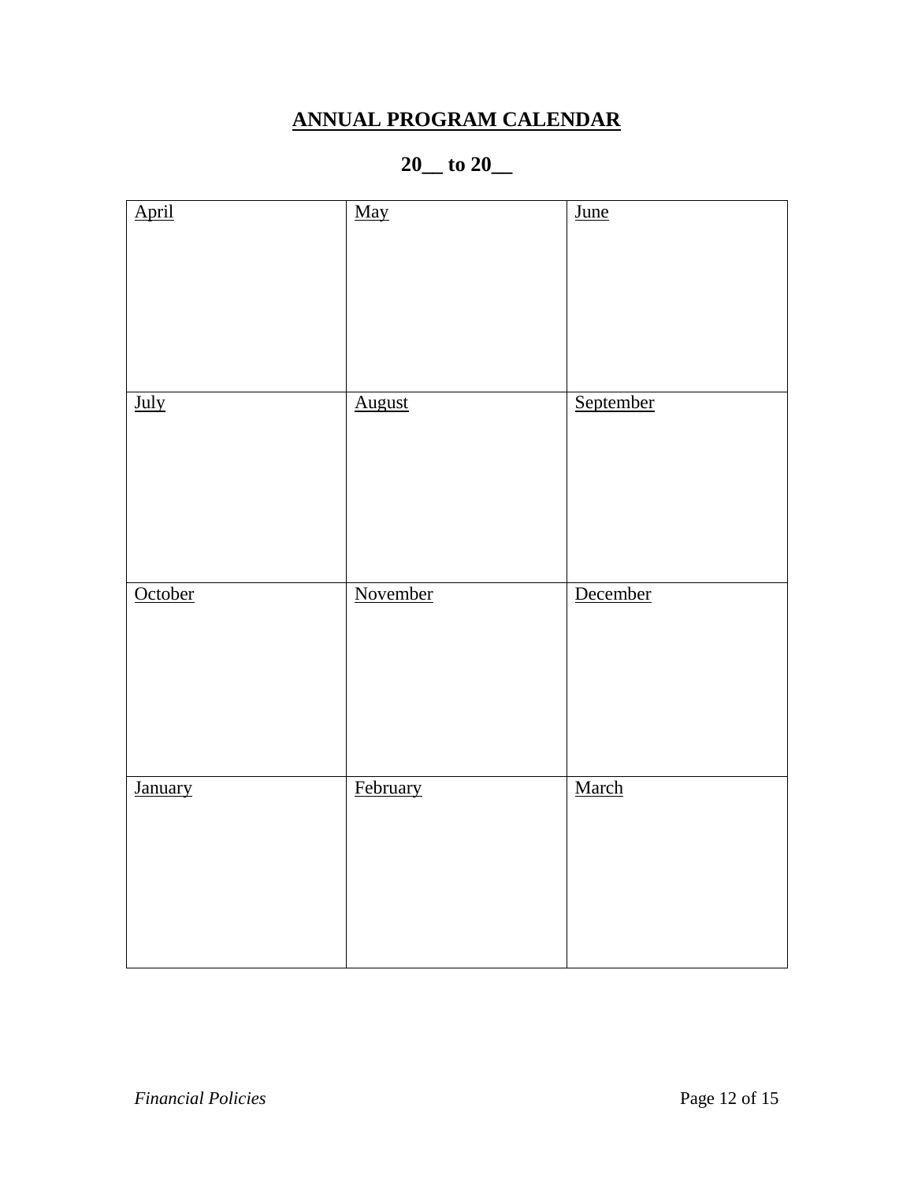# ANNUAL PROGRAM CALENDAR

## 20__ to 20__

| April | May | June |
|---|---|---|
| | | |
| **July** | **August** | **September** |
| | | |
| **October** | **November** | **December** |
| | | |
| **January** | **February** | **March** |
| | | |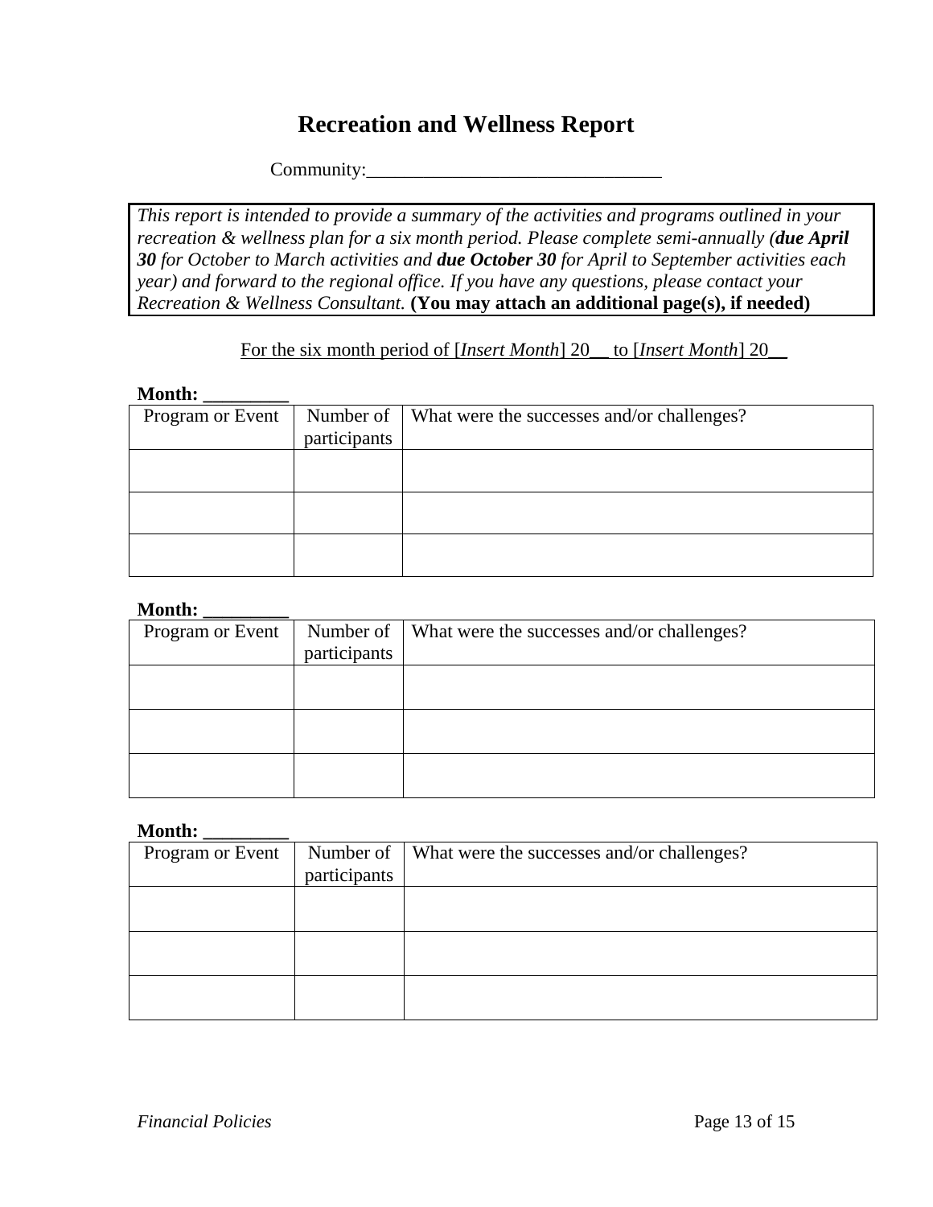# Recreation and Wellness Report

Community:_______________________________

*This report is intended to provide a summary of the activities and programs outlined in your recreation & wellness plan for a six month period. Please complete semi-annually (**due April 30** for October to March activities and **due October 30** for April to September activities each year) and forward to the regional office. If you have any questions, please contact your Recreation & Wellness Consultant.* **(You may attach an additional page(s), if needed)**

For the six month period of [*Insert Month*] 20__ to [*Insert Month*] 20__

**Month: _________**

| Program or Event | Number of participants | What were the successes and/or challenges? |
|---|---|---|
| | | |
| | | |
| | | |

**Month: _________**

| Program or Event | Number of participants | What were the successes and/or challenges? |
|---|---|---|
| | | |
| | | |
| | | |

**Month: _________**

| Program or Event | Number of participants | What were the successes and/or challenges? |
|---|---|---|
| | | |
| | | |
| | | |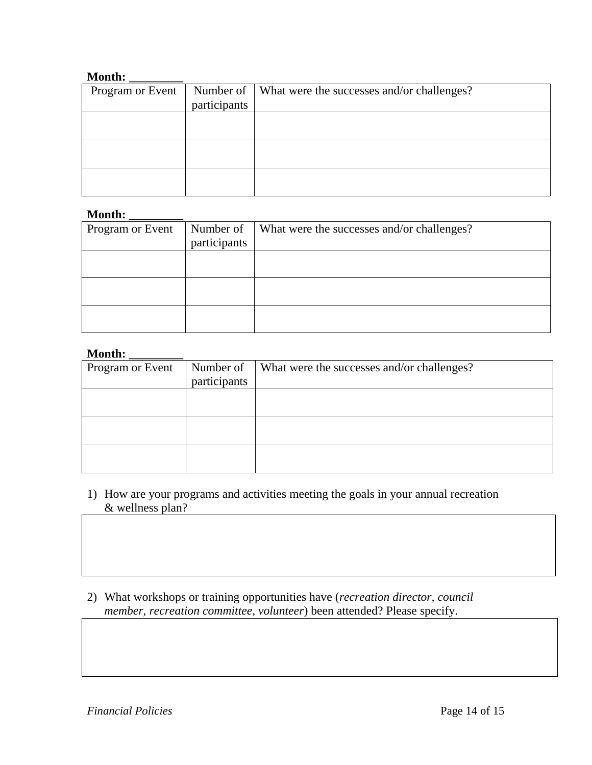**Month: _________**

| Program or Event | Number of participants | What were the successes and/or challenges? |
|---|---|---|
| | | |
| | | |
| | | |

**Month: _________**

| Program or Event | Number of participants | What were the successes and/or challenges? |
|---|---|---|
| | | |
| | | |
| | | |

**Month: _________**

| Program or Event | Number of participants | What were the successes and/or challenges? |
|---|---|---|
| | | |
| | | |
| | | |

1) How are your programs and activities meeting the goals in your annual recreation & wellness plan?

| |
|---|
| |

2) What workshops or training opportunities have (*recreation director, council member, recreation committee, volunteer*) been attended? Please specify.

| |
|---|
| |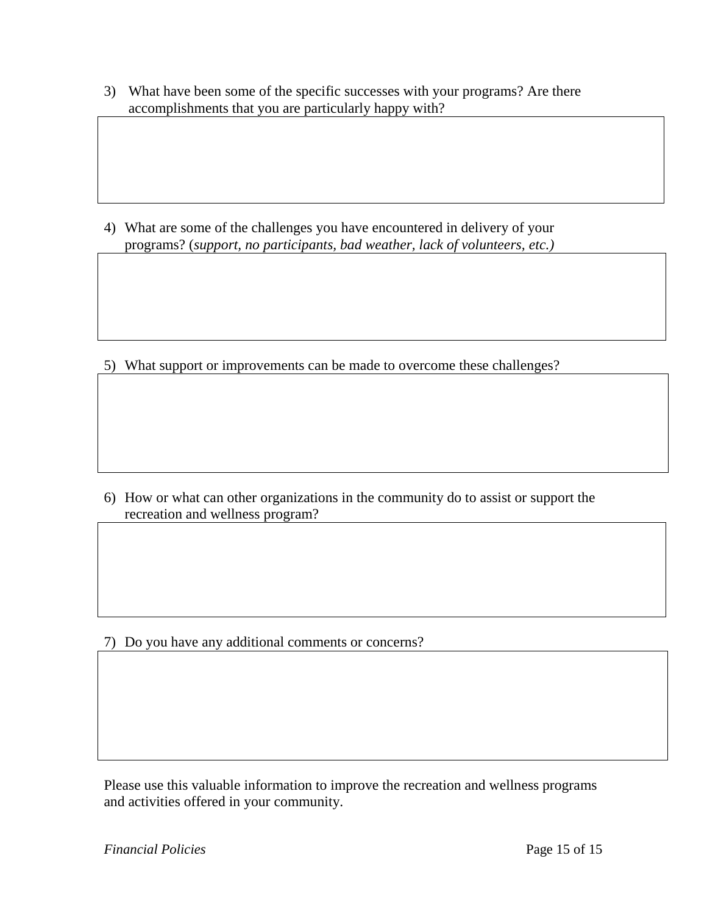3) What have been some of the specific successes with your programs? Are there accomplishments that you are particularly happy with?

4) What are some of the challenges you have encountered in delivery of your programs? (*support, no participants, bad weather, lack of volunteers, etc.)*

5) What support or improvements can be made to overcome these challenges?

6) How or what can other organizations in the community do to assist or support the recreation and wellness program?

7) Do you have any additional comments or concerns?

Please use this valuable information to improve the recreation and wellness programs and activities offered in your community.